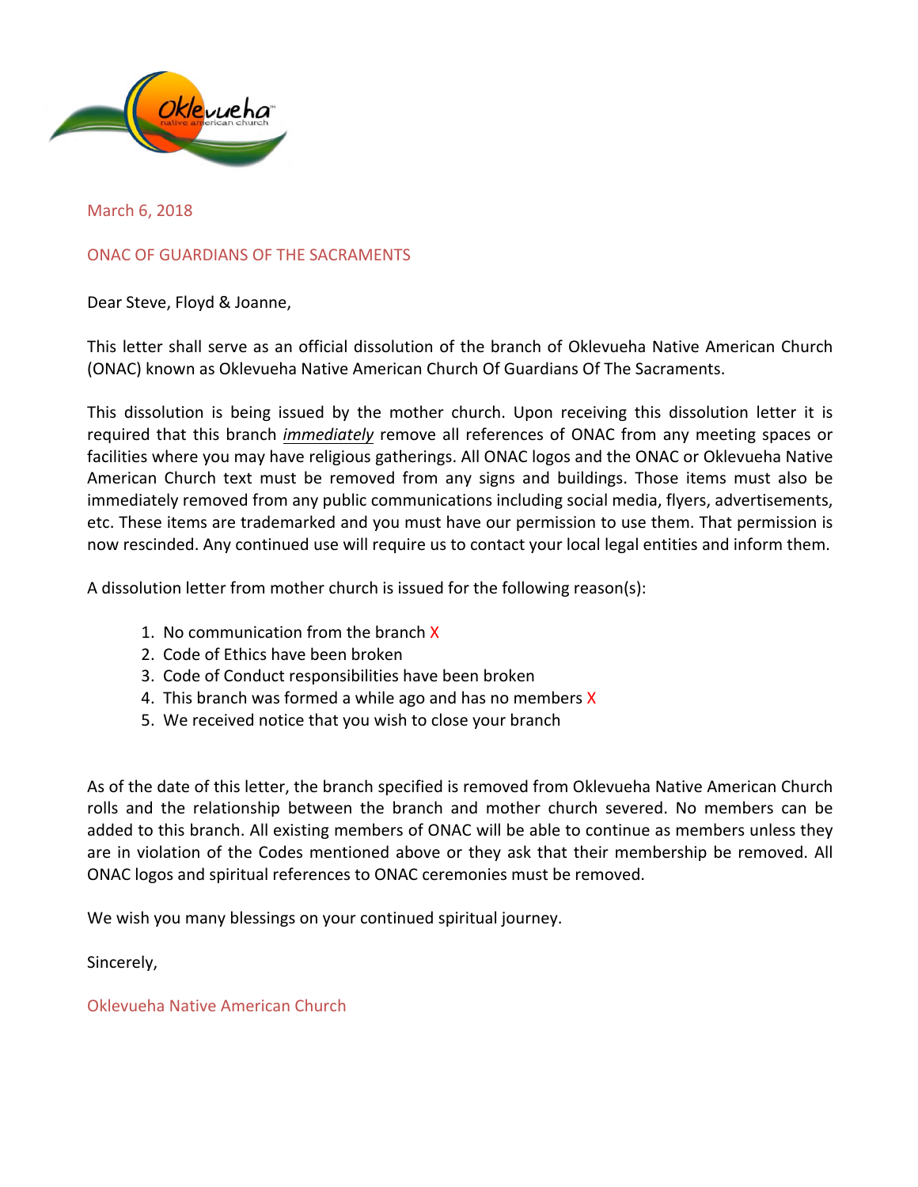March 6, 2018

ONAC OF GUARDIANS OF THE SACRAMENTS

Dear Steve, Floyd & Joanne,

This letter shall serve as an official dissolution of the branch of Oklevueha Native American Church (ONAC) known as Oklevueha Native American Church Of Guardians Of The Sacraments.

This dissolution is being issued by the mother church. Upon receiving this dissolution letter it is required that this branch ***immediately*** remove all references of ONAC from any meeting spaces or facilities where you may have religious gatherings. All ONAC logos and the ONAC or Oklevueha Native American Church text must be removed from any signs and buildings. Those items must also be immediately removed from any public communications including social media, flyers, advertisements, etc. These items are trademarked and you must have our permission to use them. That permission is now rescinded. Any continued use will require us to contact your local legal entities and inform them.

A dissolution letter from mother church is issued for the following reason(s):

1. No communication from the branch X
2. Code of Ethics have been broken
3. Code of Conduct responsibilities have been broken
4. This branch was formed a while ago and has no members X
5. We received notice that you wish to close your branch

As of the date of this letter, the branch specified is removed from Oklevueha Native American Church rolls and the relationship between the branch and mother church severed. No members can be added to this branch. All existing members of ONAC will be able to continue as members unless they are in violation of the Codes mentioned above or they ask that their membership be removed. All ONAC logos and spiritual references to ONAC ceremonies must be removed.

We wish you many blessings on your continued spiritual journey.

Sincerely,

Oklevueha Native American Church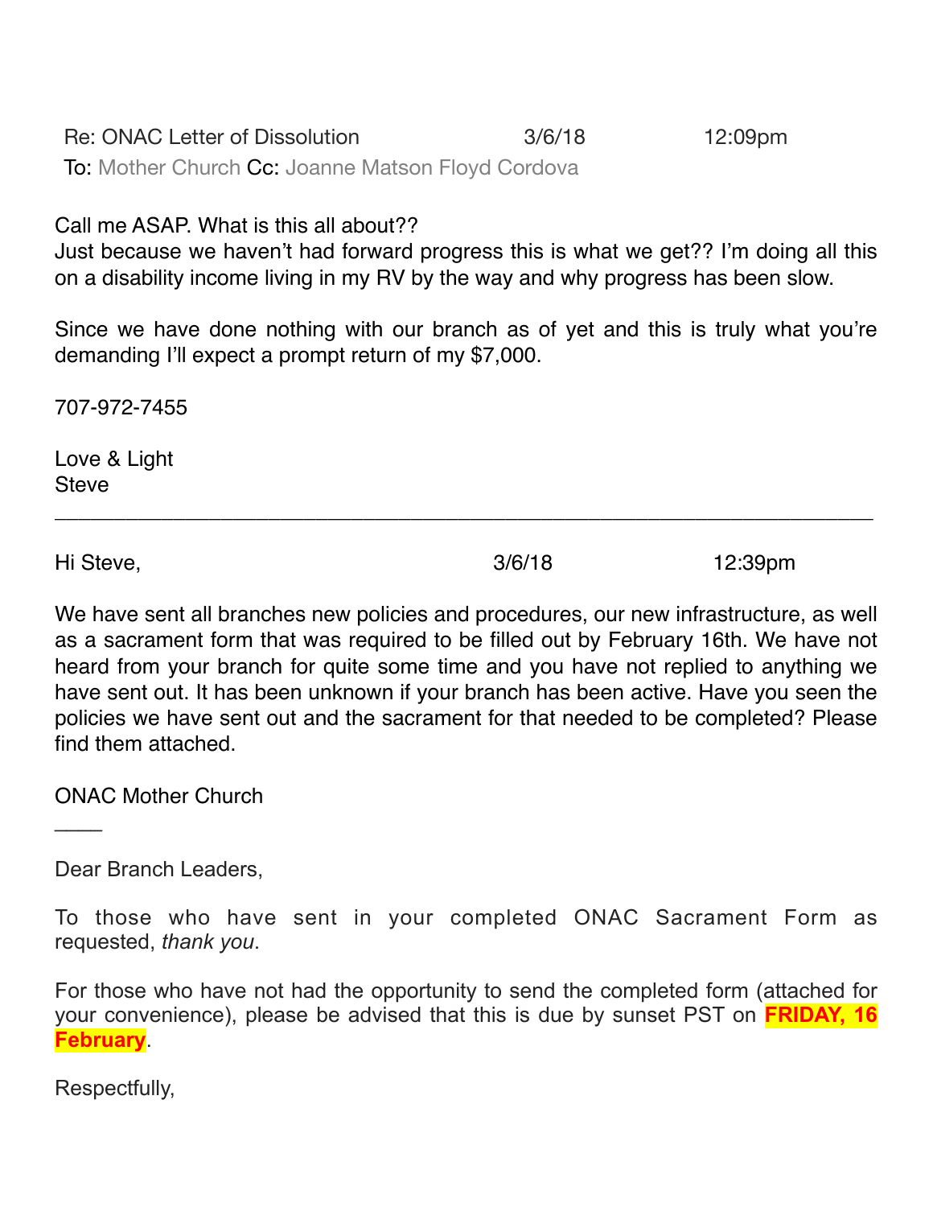Re: ONAC Letter of Dissolution 3/6/18 12:09pm
To: Mother Church Cc: Joanne Matson Floyd Cordova

Call me ASAP. What is this all about??
Just because we haven't had forward progress this is what we get?? I'm doing all this on a disability income living in my RV by the way and why progress has been slow.

Since we have done nothing with our branch as of yet and this is truly what you're demanding I'll expect a prompt return of my $7,000.

707-972-7455

Love & Light
Steve

---

Hi Steve, 3/6/18 12:39pm

We have sent all branches new policies and procedures, our new infrastructure, as well as a sacrament form that was required to be filled out by February 16th. We have not heard from your branch for quite some time and you have not replied to anything we have sent out. It has been unknown if your branch has been active. Have you seen the policies we have sent out and the sacrament for that needed to be completed? Please find them attached.

ONAC Mother Church

____

Dear Branch Leaders,

To those who have sent in your completed ONAC Sacrament Form as requested, *thank you*.

For those who have not had the opportunity to send the completed form (attached for your convenience), please be advised that this is due by sunset PST on **FRIDAY, 16 February**.

Respectfully,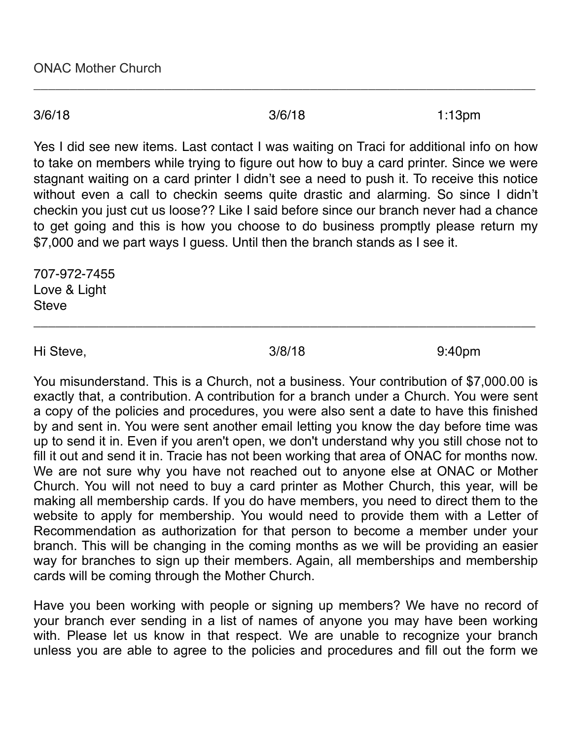ONAC Mother Church

---

3/6/18 3/6/18 1:13pm

Yes I did see new items. Last contact I was waiting on Traci for additional info on how to take on members while trying to figure out how to buy a card printer. Since we were stagnant waiting on a card printer I didn't see a need to push it. To receive this notice without even a call to checkin seems quite drastic and alarming. So since I didn't checkin you just cut us loose?? Like I said before since our branch never had a chance to get going and this is how you choose to do business promptly please return my $7,000 and we part ways I guess. Until then the branch stands as I see it.

707-972-7455
Love & Light
Steve

---

Hi Steve, 3/8/18 9:40pm

You misunderstand. This is a Church, not a business. Your contribution of $7,000.00 is exactly that, a contribution. A contribution for a branch under a Church. You were sent a copy of the policies and procedures, you were also sent a date to have this finished by and sent in. You were sent another email letting you know the day before time was up to send it in. Even if you aren't open, we don't understand why you still chose not to fill it out and send it in. Tracie has not been working that area of ONAC for months now. We are not sure why you have not reached out to anyone else at ONAC or Mother Church. You will not need to buy a card printer as Mother Church, this year, will be making all membership cards. If you do have members, you need to direct them to the website to apply for membership. You would need to provide them with a Letter of Recommendation as authorization for that person to become a member under your branch. This will be changing in the coming months as we will be providing an easier way for branches to sign up their members. Again, all memberships and membership cards will be coming through the Mother Church.

Have you been working with people or signing up members? We have no record of your branch ever sending in a list of names of anyone you may have been working with. Please let us know in that respect. We are unable to recognize your branch unless you are able to agree to the policies and procedures and fill out the form we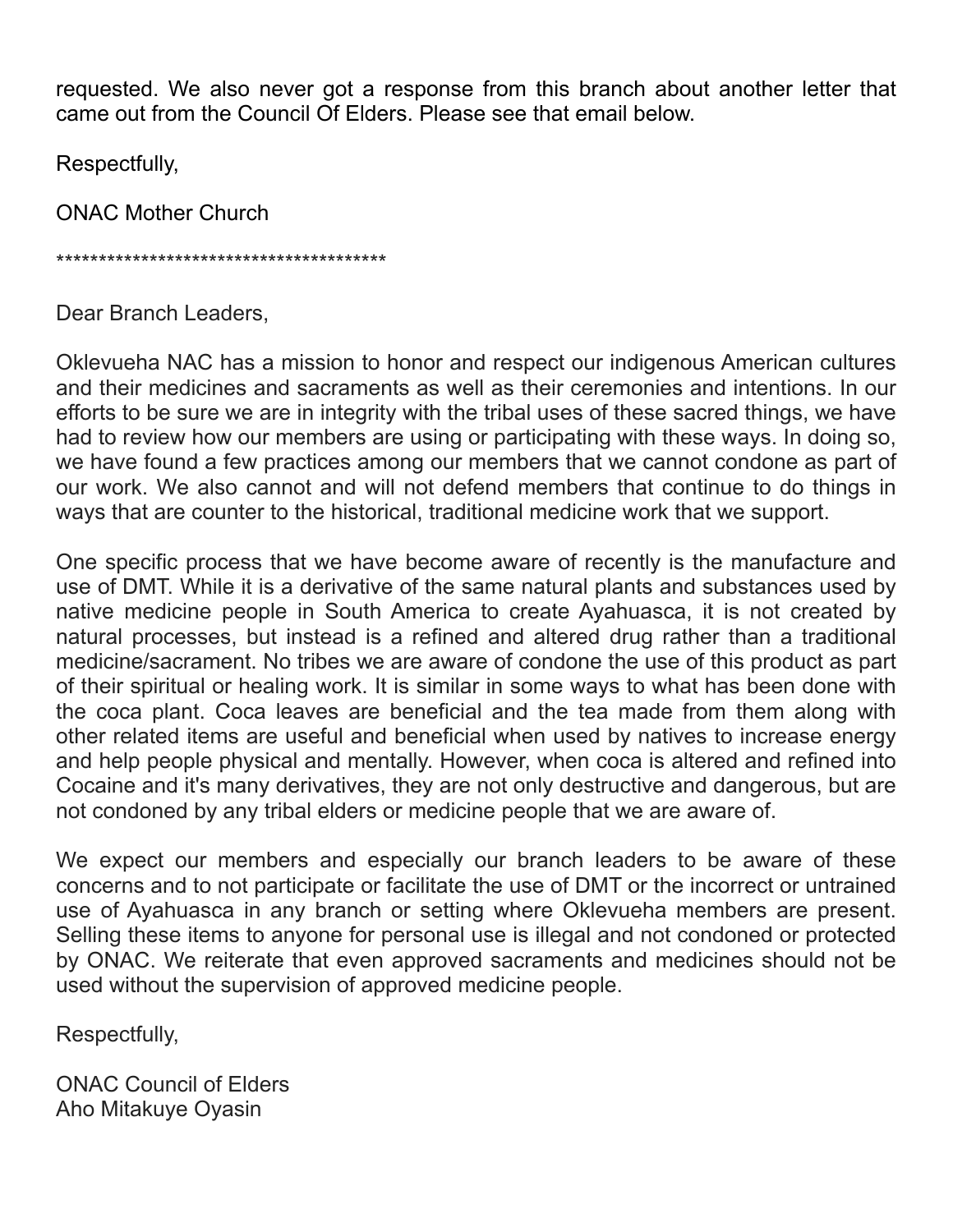requested. We also never got a response from this branch about another letter that came out from the Council Of Elders. Please see that email below.

Respectfully,

ONAC Mother Church

***************************************

Dear Branch Leaders,

Oklevueha NAC has a mission to honor and respect our indigenous American cultures and their medicines and sacraments as well as their ceremonies and intentions. In our efforts to be sure we are in integrity with the tribal uses of these sacred things, we have had to review how our members are using or participating with these ways. In doing so, we have found a few practices among our members that we cannot condone as part of our work. We also cannot and will not defend members that continue to do things in ways that are counter to the historical, traditional medicine work that we support.

One specific process that we have become aware of recently is the manufacture and use of DMT. While it is a derivative of the same natural plants and substances used by native medicine people in South America to create Ayahuasca, it is not created by natural processes, but instead is a refined and altered drug rather than a traditional medicine/sacrament. No tribes we are aware of condone the use of this product as part of their spiritual or healing work. It is similar in some ways to what has been done with the coca plant. Coca leaves are beneficial and the tea made from them along with other related items are useful and beneficial when used by natives to increase energy and help people physical and mentally. However, when coca is altered and refined into Cocaine and it's many derivatives, they are not only destructive and dangerous, but are not condoned by any tribal elders or medicine people that we are aware of.

We expect our members and especially our branch leaders to be aware of these concerns and to not participate or facilitate the use of DMT or the incorrect or untrained use of Ayahuasca in any branch or setting where Oklevueha members are present. Selling these items to anyone for personal use is illegal and not condoned or protected by ONAC. We reiterate that even approved sacraments and medicines should not be used without the supervision of approved medicine people.

Respectfully,

ONAC Council of Elders
Aho Mitakuye Oyasin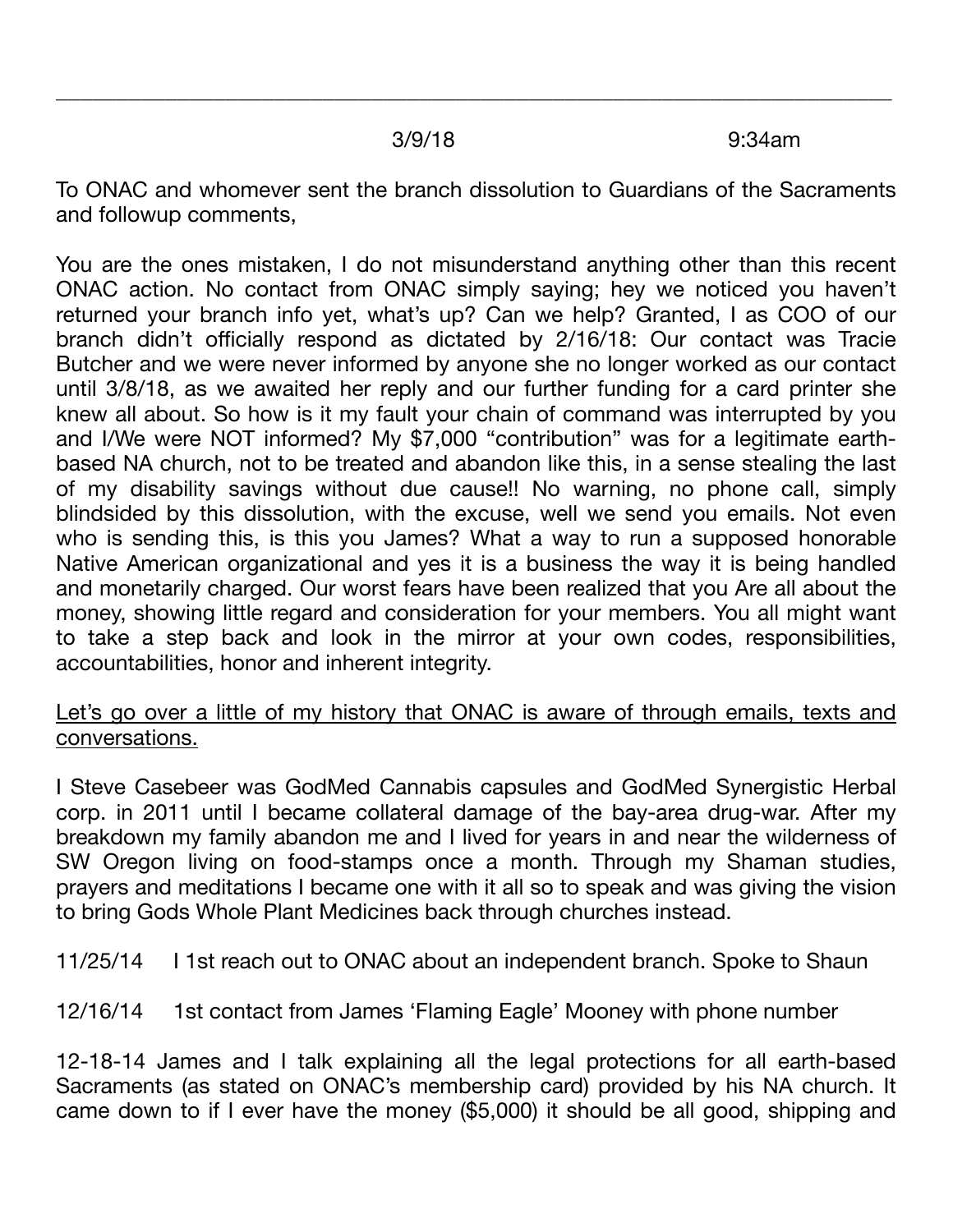---

3/9/18 9:34am

To ONAC and whomever sent the branch dissolution to Guardians of the Sacraments and followup comments,

You are the ones mistaken, I do not misunderstand anything other than this recent ONAC action. No contact from ONAC simply saying; hey we noticed you haven't returned your branch info yet, what's up? Can we help? Granted, I as COO of our branch didn't officially respond as dictated by 2/16/18: Our contact was Tracie Butcher and we were never informed by anyone she no longer worked as our contact until 3/8/18, as we awaited her reply and our further funding for a card printer she knew all about. So how is it my fault your chain of command was interrupted by you and I/We were NOT informed? My $7,000 "contribution" was for a legitimate earth-based NA church, not to be treated and abandon like this, in a sense stealing the last of my disability savings without due cause!! No warning, no phone call, simply blindsided by this dissolution, with the excuse, well we send you emails. Not even who is sending this, is this you James? What a way to run a supposed honorable Native American organizational and yes it is a business the way it is being handled and monetarily charged. Our worst fears have been realized that you Are all about the money, showing little regard and consideration for your members. You all might want to take a step back and look in the mirror at your own codes, responsibilities, accountabilities, honor and inherent integrity.

<u>Let's go over a little of my history that ONAC is aware of through emails, texts and conversations.</u>

I Steve Casebeer was GodMed Cannabis capsules and GodMed Synergistic Herbal corp. in 2011 until I became collateral damage of the bay-area drug-war. After my breakdown my family abandon me and I lived for years in and near the wilderness of SW Oregon living on food-stamps once a month. Through my Shaman studies, prayers and meditations I became one with it all so to speak and was giving the vision to bring Gods Whole Plant Medicines back through churches instead.

11/25/14 I 1st reach out to ONAC about an independent branch. Spoke to Shaun

12/16/14 1st contact from James 'Flaming Eagle' Mooney with phone number

12-18-14 James and I talk explaining all the legal protections for all earth-based Sacraments (as stated on ONAC's membership card) provided by his NA church. It came down to if I ever have the money ($5,000) it should be all good, shipping and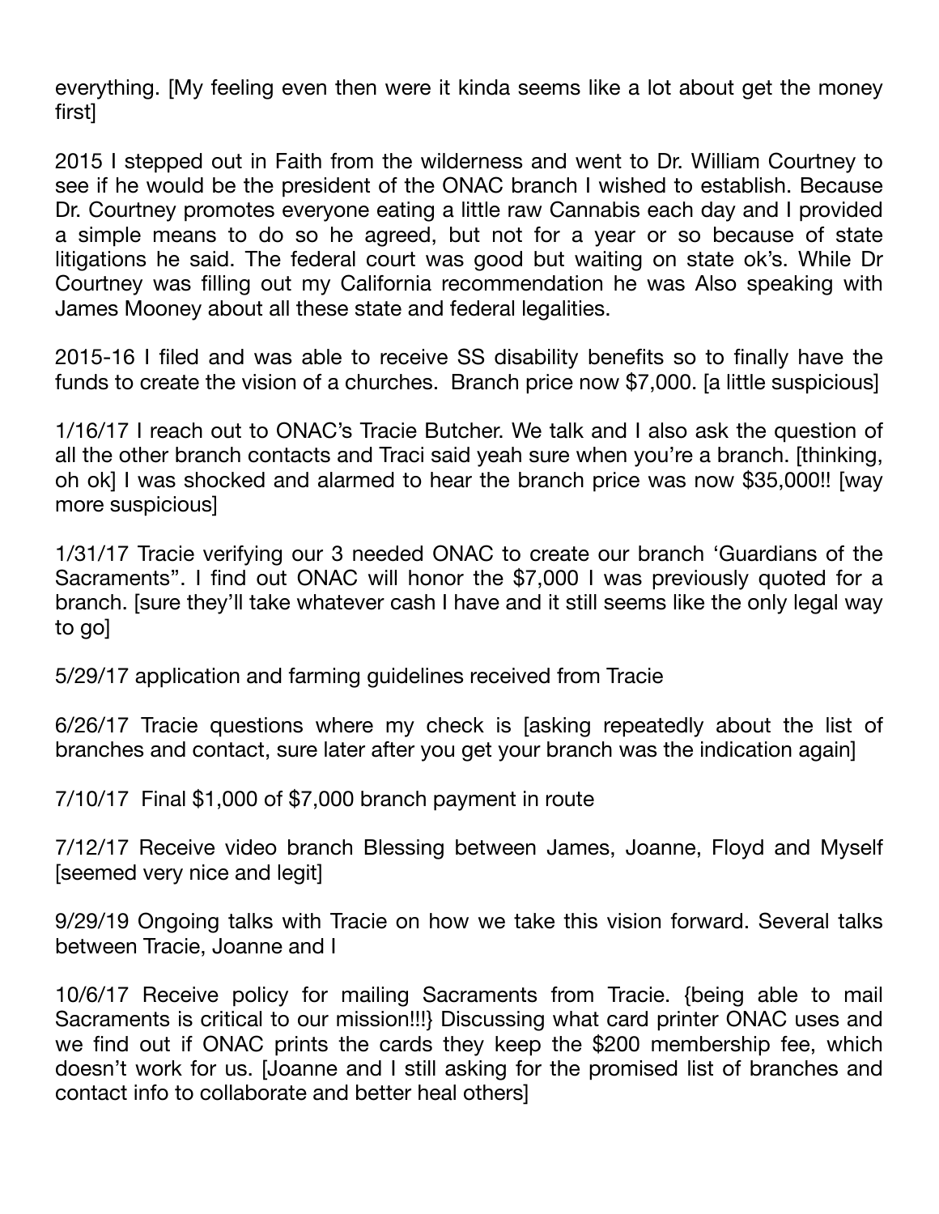everything. [My feeling even then were it kinda seems like a lot about get the money first]

2015 I stepped out in Faith from the wilderness and went to Dr. William Courtney to see if he would be the president of the ONAC branch I wished to establish. Because Dr. Courtney promotes everyone eating a little raw Cannabis each day and I provided a simple means to do so he agreed, but not for a year or so because of state litigations he said. The federal court was good but waiting on state ok's. While Dr Courtney was filling out my California recommendation he was Also speaking with James Mooney about all these state and federal legalities.

2015-16 I filed and was able to receive SS disability benefits so to finally have the funds to create the vision of a churches. Branch price now $7,000. [a little suspicious]

1/16/17 I reach out to ONAC's Tracie Butcher. We talk and I also ask the question of all the other branch contacts and Traci said yeah sure when you're a branch. [thinking, oh ok] I was shocked and alarmed to hear the branch price was now $35,000!! [way more suspicious]

1/31/17 Tracie verifying our 3 needed ONAC to create our branch 'Guardians of the Sacraments". I find out ONAC will honor the $7,000 I was previously quoted for a branch. [sure they'll take whatever cash I have and it still seems like the only legal way to go]

5/29/17 application and farming guidelines received from Tracie

6/26/17 Tracie questions where my check is [asking repeatedly about the list of branches and contact, sure later after you get your branch was the indication again]

7/10/17 Final $1,000 of $7,000 branch payment in route

7/12/17 Receive video branch Blessing between James, Joanne, Floyd and Myself [seemed very nice and legit]

9/29/19 Ongoing talks with Tracie on how we take this vision forward. Several talks between Tracie, Joanne and I

10/6/17 Receive policy for mailing Sacraments from Tracie. {being able to mail Sacraments is critical to our mission!!!} Discussing what card printer ONAC uses and we find out if ONAC prints the cards they keep the $200 membership fee, which doesn't work for us. [Joanne and I still asking for the promised list of branches and contact info to collaborate and better heal others]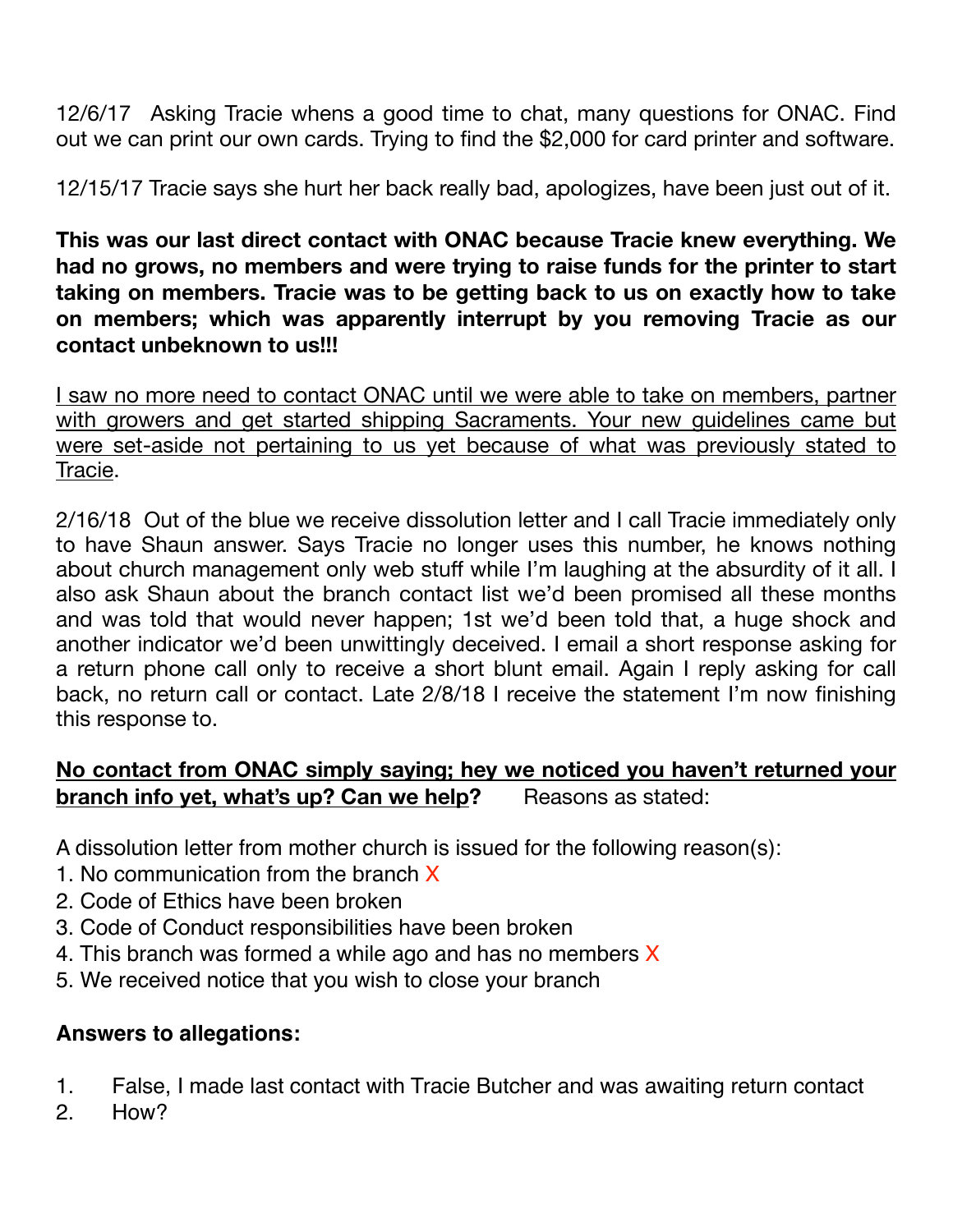12/6/17 Asking Tracie whens a good time to chat, many questions for ONAC. Find out we can print our own cards. Trying to find the $2,000 for card printer and software.

12/15/17 Tracie says she hurt her back really bad, apologizes, have been just out of it.

**This was our last direct contact with ONAC because Tracie knew everything. We had no grows, no members and were trying to raise funds for the printer to start taking on members. Tracie was to be getting back to us on exactly how to take on members; which was apparently interrupt by you removing Tracie as our contact unbeknown to us!!!**

<u>I saw no more need to contact ONAC until we were able to take on members, partner with growers and get started shipping Sacraments. Your new guidelines came but were set-aside not pertaining to us yet because of what was previously stated to Tracie</u>.

2/16/18 Out of the blue we receive dissolution letter and I call Tracie immediately only to have Shaun answer. Says Tracie no longer uses this number, he knows nothing about church management only web stuff while I'm laughing at the absurdity of it all. I also ask Shaun about the branch contact list we'd been promised all these months and was told that would never happen; 1st we'd been told that, a huge shock and another indicator we'd been unwittingly deceived. I email a short response asking for a return phone call only to receive a short blunt email. Again I reply asking for call back, no return call or contact. Late 2/8/18 I receive the statement I'm now finishing this response to.

**<u>No contact from ONAC simply saying; hey we noticed you haven't returned your branch info yet, what's up? Can we help</u>?** Reasons as stated:

A dissolution letter from mother church is issued for the following reason(s):

1. No communication from the branch X
2. Code of Ethics have been broken
3. Code of Conduct responsibilities have been broken
4. This branch was formed a while ago and has no members X
5. We received notice that you wish to close your branch

**Answers to allegations:**

1. False, I made last contact with Tracie Butcher and was awaiting return contact
2. How?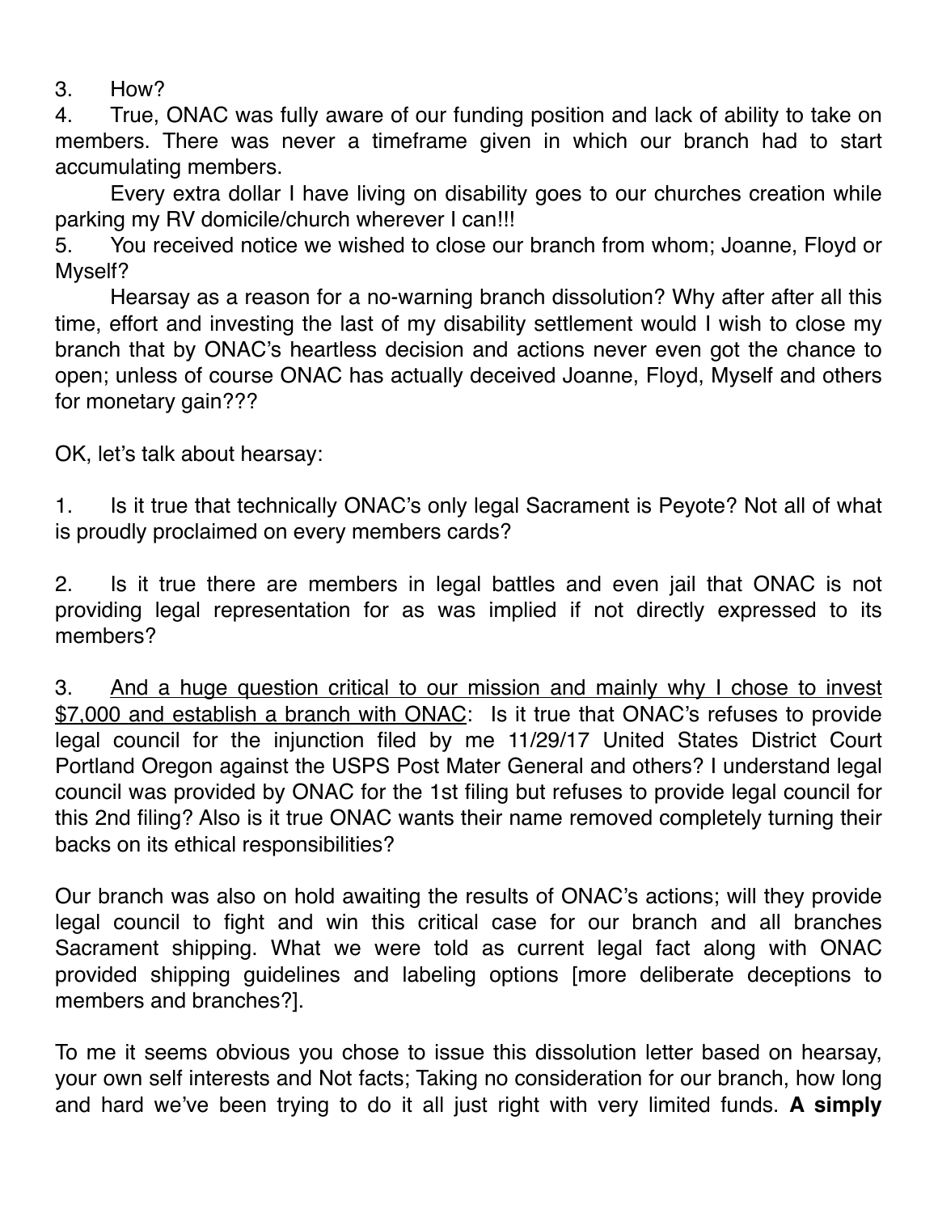3. How?

4. True, ONAC was fully aware of our funding position and lack of ability to take on members. There was never a timeframe given in which our branch had to start accumulating members.

Every extra dollar I have living on disability goes to our churches creation while parking my RV domicile/church wherever I can!!!

5. You received notice we wished to close our branch from whom; Joanne, Floyd or Myself?

Hearsay as a reason for a no-warning branch dissolution? Why after after all this time, effort and investing the last of my disability settlement would I wish to close my branch that by ONAC's heartless decision and actions never even got the chance to open; unless of course ONAC has actually deceived Joanne, Floyd, Myself and others for monetary gain???

OK, let's talk about hearsay:

1. Is it true that technically ONAC's only legal Sacrament is Peyote? Not all of what is proudly proclaimed on every members cards?

2. Is it true there are members in legal battles and even jail that ONAC is not providing legal representation for as was implied if not directly expressed to its members?

3. <u>And a huge question critical to our mission and mainly why I chose to invest $7,000 and establish a branch with ONAC</u>: Is it true that ONAC's refuses to provide legal council for the injunction filed by me 11/29/17 United States District Court Portland Oregon against the USPS Post Mater General and others? I understand legal council was provided by ONAC for the 1st filing but refuses to provide legal council for this 2nd filing? Also is it true ONAC wants their name removed completely turning their backs on its ethical responsibilities?

Our branch was also on hold awaiting the results of ONAC's actions; will they provide legal council to fight and win this critical case for our branch and all branches Sacrament shipping. What we were told as current legal fact along with ONAC provided shipping guidelines and labeling options [more deliberate deceptions to members and branches?].

To me it seems obvious you chose to issue this dissolution letter based on hearsay, your own self interests and Not facts; Taking no consideration for our branch, how long and hard we've been trying to do it all just right with very limited funds. **A simply**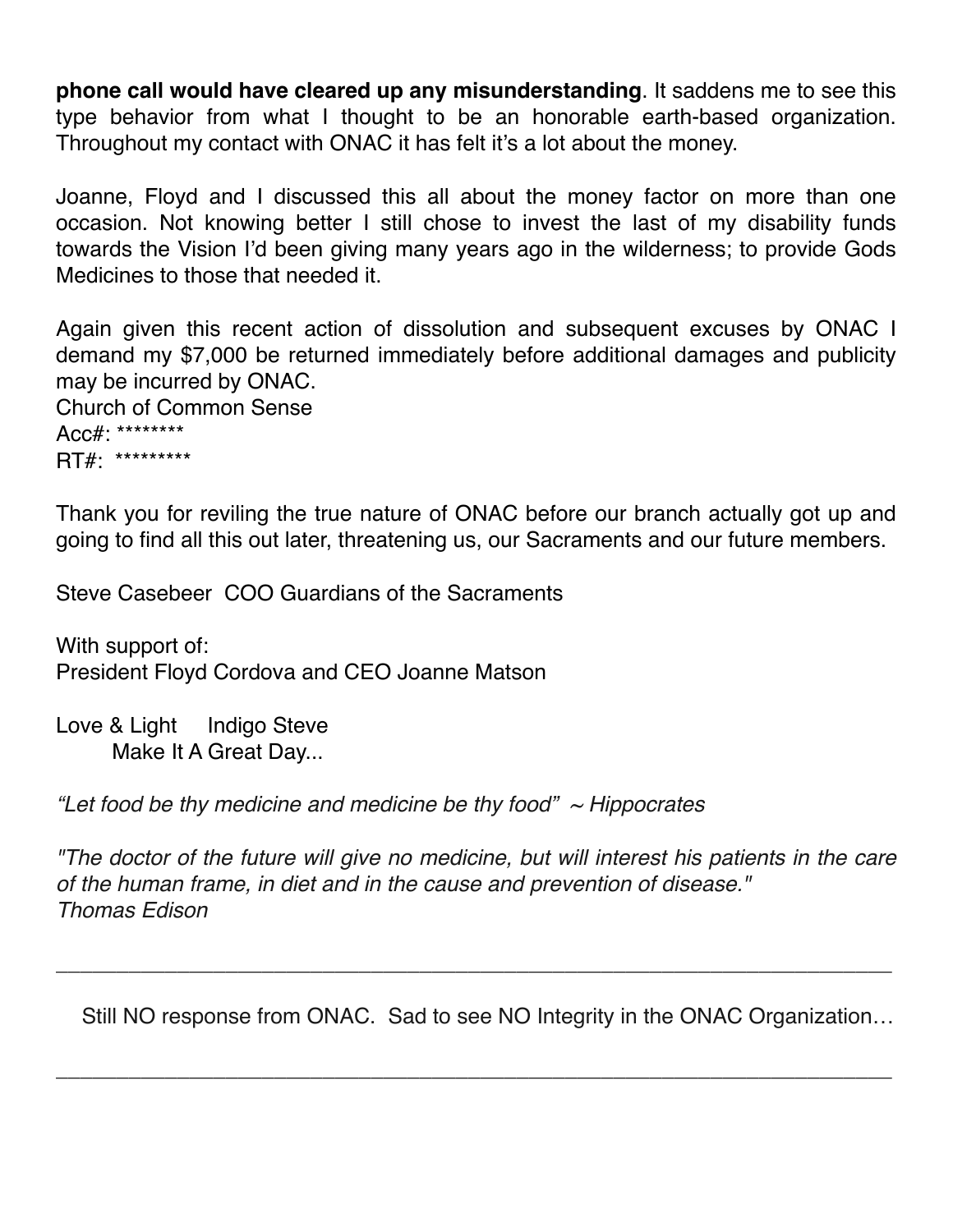**phone call would have cleared up any misunderstanding**. It saddens me to see this type behavior from what I thought to be an honorable earth-based organization. Throughout my contact with ONAC it has felt it's a lot about the money.

Joanne, Floyd and I discussed this all about the money factor on more than one occasion. Not knowing better I still chose to invest the last of my disability funds towards the Vision I'd been giving many years ago in the wilderness; to provide Gods Medicines to those that needed it.

Again given this recent action of dissolution and subsequent excuses by ONAC I demand my $7,000 be returned immediately before additional damages and publicity may be incurred by ONAC.
Church of Common Sense
Acc#: ********
RT#: *********

Thank you for reviling the true nature of ONAC before our branch actually got up and going to find all this out later, threatening us, our Sacraments and our future members.

Steve Casebeer COO Guardians of the Sacraments

With support of:
President Floyd Cordova and CEO Joanne Matson

Love & Light Indigo Steve
Make It A Great Day...

*"Let food be thy medicine and medicine be thy food" ~ Hippocrates*

*"The doctor of the future will give no medicine, but will interest his patients in the care of the human frame, in diet and in the cause and prevention of disease."*
*Thomas Edison*

---

Still NO response from ONAC. Sad to see NO Integrity in the ONAC Organization…

---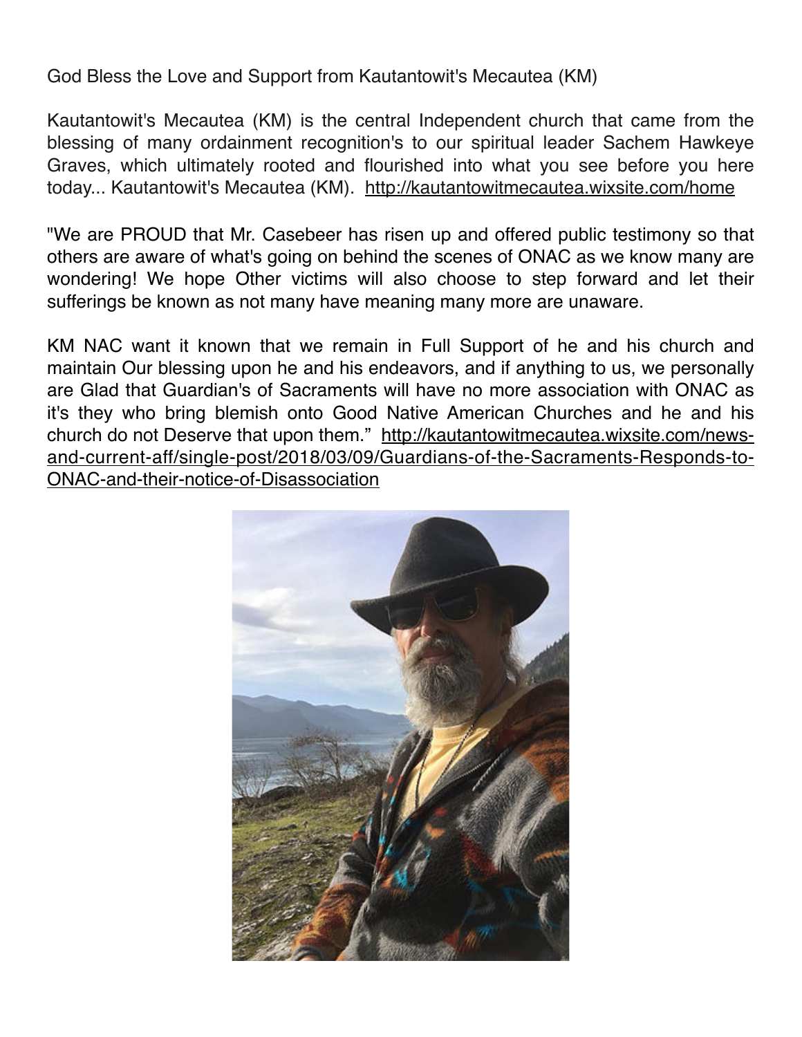God Bless the Love and Support from Kautantowit's Mecautea (KM)

Kautantowit's Mecautea (KM) is the central Independent church that came from the blessing of many ordainment recognition's to our spiritual leader Sachem Hawkeye Graves, which ultimately rooted and flourished into what you see before you here today... Kautantowit's Mecautea (KM). http://kautantowitmecautea.wixsite.com/home

"We are PROUD that Mr. Casebeer has risen up and offered public testimony so that others are aware of what's going on behind the scenes of ONAC as we know many are wondering! We hope Other victims will also choose to step forward and let their sufferings be known as not many have meaning many more are unaware.

KM NAC want it known that we remain in Full Support of he and his church and maintain Our blessing upon he and his endeavors, and if anything to us, we personally are Glad that Guardian's of Sacraments will have no more association with ONAC as it's they who bring blemish onto Good Native American Churches and he and his church do not Deserve that upon them." http://kautantowitmecautea.wixsite.com/news-and-current-aff/single-post/2018/03/09/Guardians-of-the-Sacraments-Responds-to-ONAC-and-their-notice-of-Disassociation